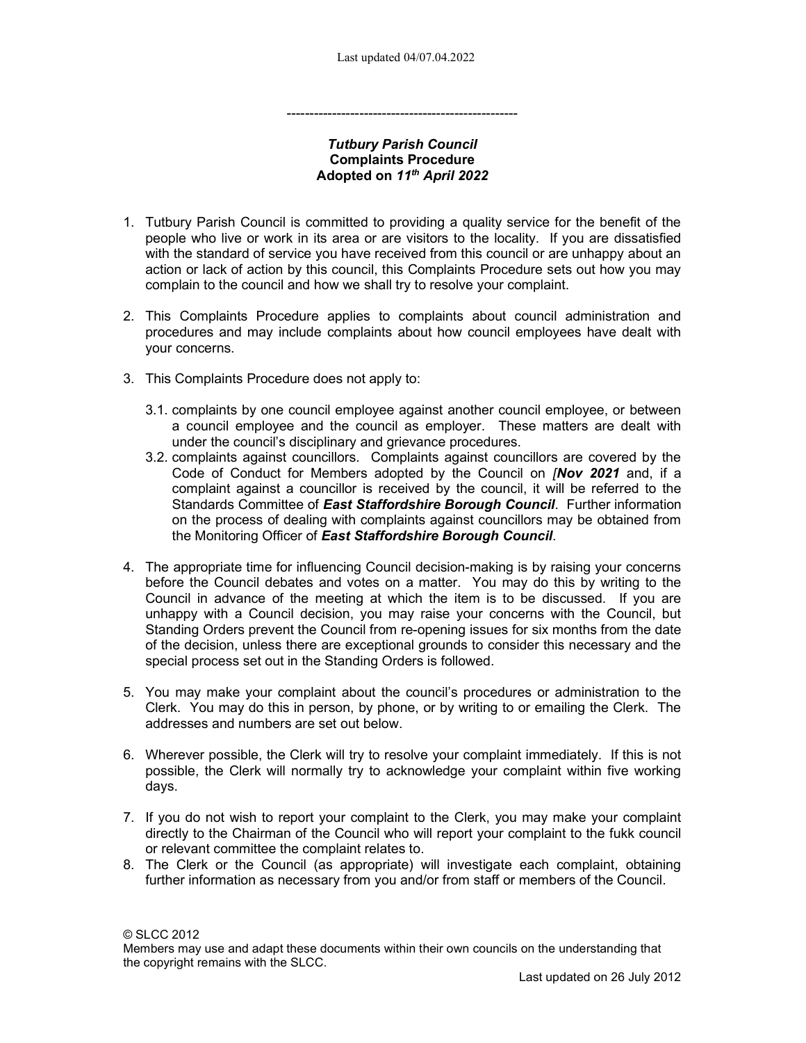---------------------------------------------------

***Tutbury Parish Council***
**Complaints Procedure**
**Adopted on *11th April 2022***

1. Tutbury Parish Council is committed to providing a quality service for the benefit of the people who live or work in its area or are visitors to the locality. If you are dissatisfied with the standard of service you have received from this council or are unhappy about an action or lack of action by this council, this Complaints Procedure sets out how you may complain to the council and how we shall try to resolve your complaint.

2. This Complaints Procedure applies to complaints about council administration and procedures and may include complaints about how council employees have dealt with your concerns.

3. This Complaints Procedure does not apply to:

   3.1. complaints by one council employee against another council employee, or between a council employee and the council as employer. These matters are dealt with under the council's disciplinary and grievance procedures.

   3.2. complaints against councillors. Complaints against councillors are covered by the Code of Conduct for Members adopted by the Council on *[**Nov 2021*** and, if a complaint against a councillor is received by the council, it will be referred to the Standards Committee of ***East Staffordshire Borough Council***. Further information on the process of dealing with complaints against councillors may be obtained from the Monitoring Officer of ***East Staffordshire Borough Council***.

4. The appropriate time for influencing Council decision-making is by raising your concerns before the Council debates and votes on a matter. You may do this by writing to the Council in advance of the meeting at which the item is to be discussed. If you are unhappy with a Council decision, you may raise your concerns with the Council, but Standing Orders prevent the Council from re-opening issues for six months from the date of the decision, unless there are exceptional grounds to consider this necessary and the special process set out in the Standing Orders is followed.

5. You may make your complaint about the council's procedures or administration to the Clerk. You may do this in person, by phone, or by writing to or emailing the Clerk. The addresses and numbers are set out below.

6. Wherever possible, the Clerk will try to resolve your complaint immediately. If this is not possible, the Clerk will normally try to acknowledge your complaint within five working days.

7. If you do not wish to report your complaint to the Clerk, you may make your complaint directly to the Chairman of the Council who will report your complaint to the fukk council or relevant committee the complaint relates to.

8. The Clerk or the Council (as appropriate) will investigate each complaint, obtaining further information as necessary from you and/or from staff or members of the Council.

© SLCC 2012
Members may use and adapt these documents within their own councils on the understanding that the copyright remains with the SLCC.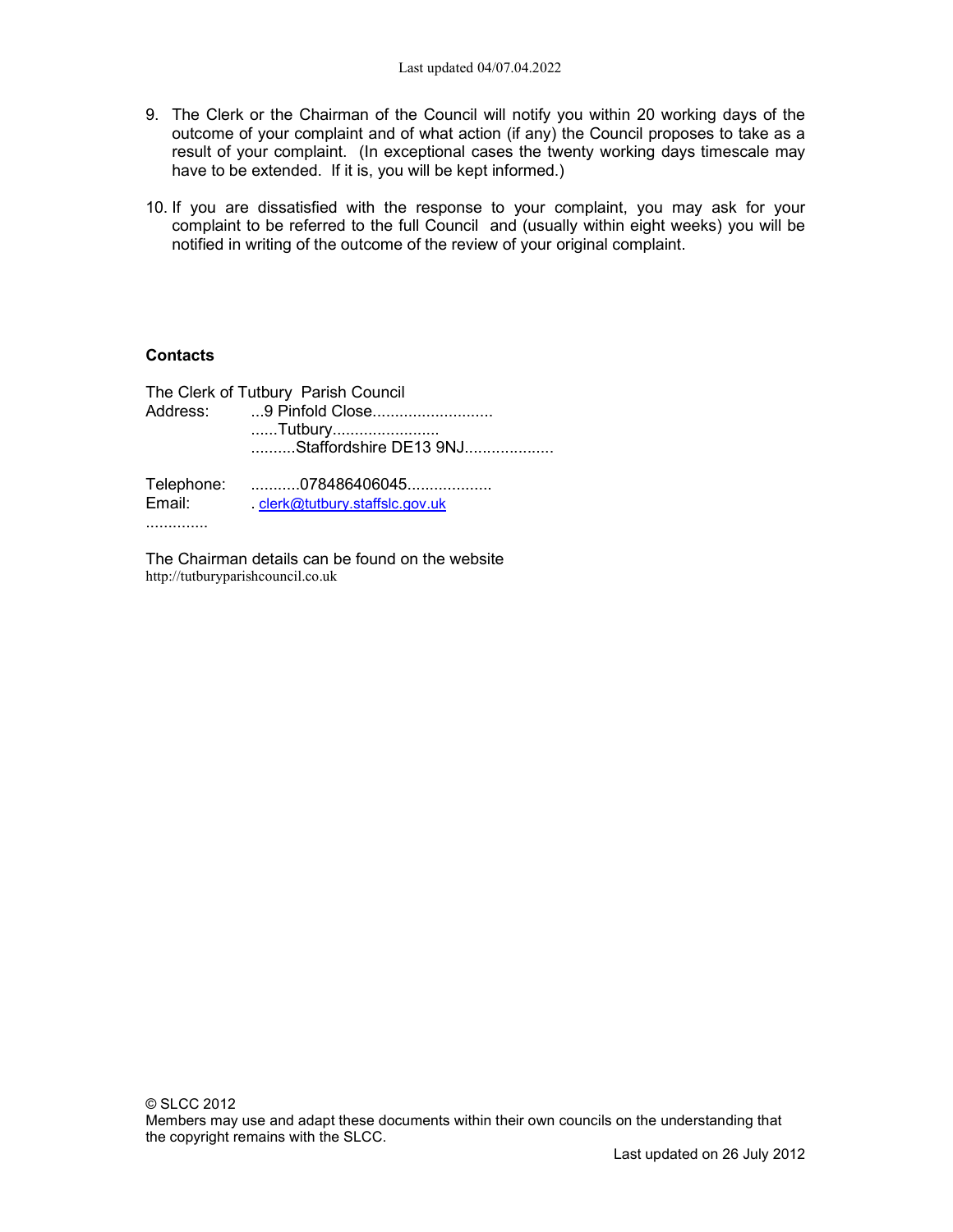9. The Clerk or the Chairman of the Council will notify you within 20 working days of the outcome of your complaint and of what action (if any) the Council proposes to take as a result of your complaint. (In exceptional cases the twenty working days timescale may have to be extended. If it is, you will be kept informed.)

10. If you are dissatisfied with the response to your complaint, you may ask for your complaint to be referred to the full Council and (usually within eight weeks) you will be notified in writing of the outcome of the review of your original complaint.

**Contacts**

The Clerk of Tutbury Parish Council
Address: ...9 Pinfold Close..........................
......Tutbury.......................
..........Staffordshire DE13 9NJ...................

Telephone: ...........078486406045..................
Email: . clerk@tutbury.staffslc.gov.uk
..............

The Chairman details can be found on the website
http://tutburyparishcouncil.co.uk

© SLCC 2012
Members may use and adapt these documents within their own councils on the understanding that the copyright remains with the SLCC.

Last updated on 26 July 2012